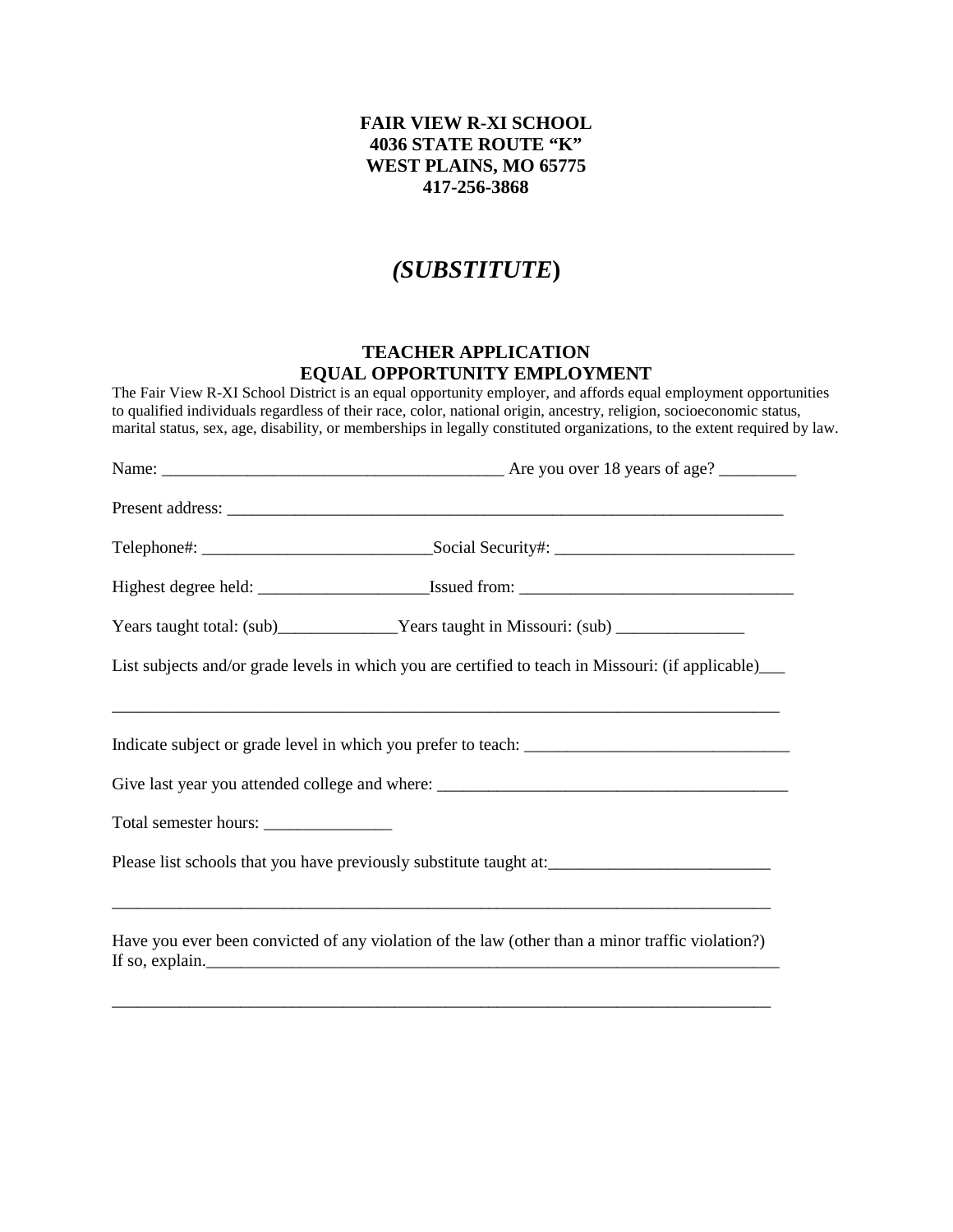**FAIR VIEW R-XI SCHOOL**
**4036 STATE ROUTE "K"**
**WEST PLAINS, MO 65775**
**417-256-3868**

# *(SUBSTITUTE)*

## TEACHER APPLICATION
## EQUAL OPPORTUNITY EMPLOYMENT

The Fair View R-XI School District is an equal opportunity employer, and affords equal employment opportunities to qualified individuals regardless of their race, color, national origin, ancestry, religion, socioeconomic status, marital status, sex, age, disability, or memberships in legally constituted organizations, to the extent required by law.

Name: ________________________________________ Are you over 18 years of age? _________

Present address: _________________________________________________________________

Telephone#: ___________________________Social Security#: ____________________________

Highest degree held: ____________________Issued from: ________________________________

Years taught total: (sub)______________Years taught in Missouri: (sub) _______________

List subjects and/or grade levels in which you are certified to teach in Missouri: (if applicable)___

_____________________________________________________________________________

Indicate subject or grade level in which you prefer to teach: _______________________________

Give last year you attended college and where: __________________________________________

Total semester hours: _______________

Please list schools that you have previously substitute taught at:__________________________

_____________________________________________________________________________

Have you ever been convicted of any violation of the law (other than a minor traffic violation?)
If so, explain.______________________________________________________________________

_____________________________________________________________________________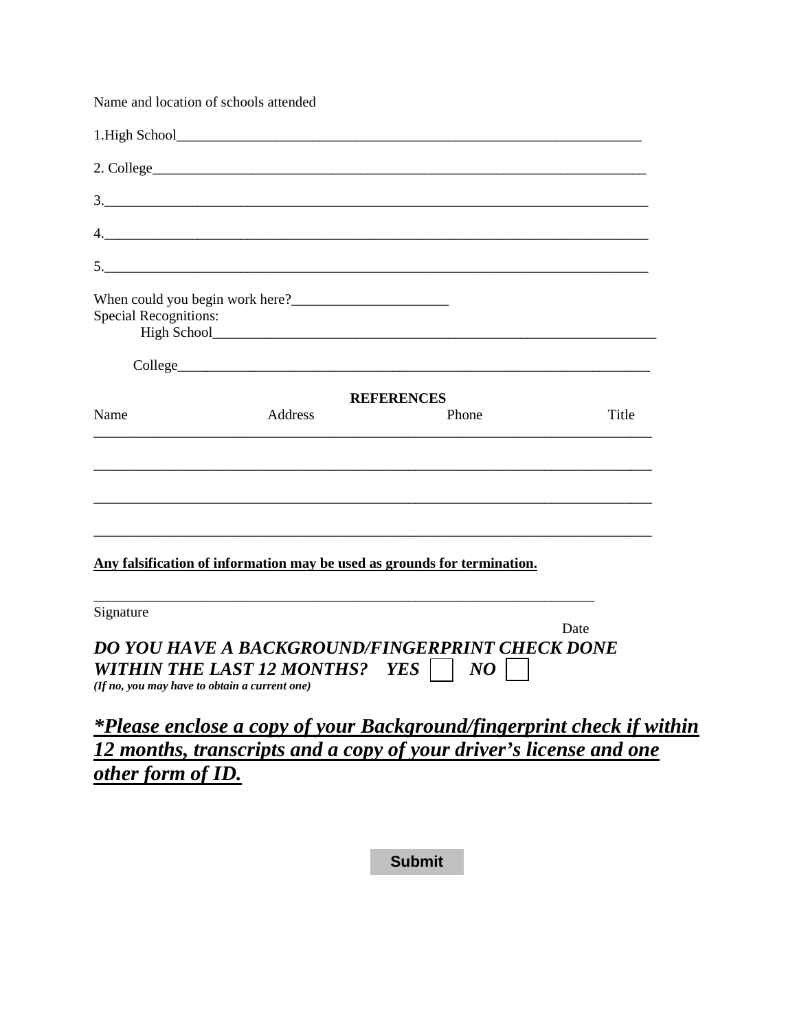Name and location of schools attended

1.High School\_\_\_\_\_\_\_\_\_\_\_\_\_\_\_\_\_\_\_\_\_\_\_\_\_\_\_\_\_\_\_\_\_\_\_\_\_\_\_\_\_\_\_\_\_\_\_\_\_\_\_\_\_\_\_\_\_\_\_\_\_\_\_\_\_\_

2. College\_\_\_\_\_\_\_\_\_\_\_\_\_\_\_\_\_\_\_\_\_\_\_\_\_\_\_\_\_\_\_\_\_\_\_\_\_\_\_\_\_\_\_\_\_\_\_\_\_\_\_\_\_\_\_\_\_\_\_\_\_\_\_\_\_\_\_\_\_

3.\_\_\_\_\_\_\_\_\_\_\_\_\_\_\_\_\_\_\_\_\_\_\_\_\_\_\_\_\_\_\_\_\_\_\_\_\_\_\_\_\_\_\_\_\_\_\_\_\_\_\_\_\_\_\_\_\_\_\_\_\_\_\_\_\_\_\_\_\_\_\_\_\_\_

4.\_\_\_\_\_\_\_\_\_\_\_\_\_\_\_\_\_\_\_\_\_\_\_\_\_\_\_\_\_\_\_\_\_\_\_\_\_\_\_\_\_\_\_\_\_\_\_\_\_\_\_\_\_\_\_\_\_\_\_\_\_\_\_\_\_\_\_\_\_\_\_\_\_\_

5.\_\_\_\_\_\_\_\_\_\_\_\_\_\_\_\_\_\_\_\_\_\_\_\_\_\_\_\_\_\_\_\_\_\_\_\_\_\_\_\_\_\_\_\_\_\_\_\_\_\_\_\_\_\_\_\_\_\_\_\_\_\_\_\_\_\_\_\_\_\_\_\_\_\_

When could you begin work here?\_\_\_\_\_\_\_\_\_\_\_\_\_\_\_\_\_\_\_\_\_\_

Special Recognitions:

High School\_\_\_\_\_\_\_\_\_\_\_\_\_\_\_\_\_\_\_\_\_\_\_\_\_\_\_\_\_\_\_\_\_\_\_\_\_\_\_\_\_\_\_\_\_\_\_\_\_\_\_\_\_\_\_\_\_\_\_\_\_\_\_\_

College\_\_\_\_\_\_\_\_\_\_\_\_\_\_\_\_\_\_\_\_\_\_\_\_\_\_\_\_\_\_\_\_\_\_\_\_\_\_\_\_\_\_\_\_\_\_\_\_\_\_\_\_\_\_\_\_\_\_\_\_\_\_\_\_\_\_

**REFERENCES**

| Name | Address | Phone | Title |
|---|---|---|---|
| | | | |
| | | | |
| | | | |
| | | | |

**Any falsification of information may be used as grounds for termination.**

\_\_\_\_\_\_\_\_\_\_\_\_\_\_\_\_\_\_\_\_\_\_\_\_\_\_\_\_\_\_\_\_\_\_\_\_\_\_\_\_\_\_\_\_\_\_\_\_\_\_\_\_\_\_\_\_\_\_\_\_\_\_\_\_\_\_\_\_

Signature

Date

***DO YOU HAVE A BACKGROUND/FINGERPRINT CHECK DONE WITHIN THE LAST 12 MONTHS? YES ☐ NO ☐***

***(If no, you may have to obtain a current one)***

***\*Please enclose a copy of your Background/fingerprint check if within 12 months, transcripts and a copy of your driver's license and one other form of ID.***

Submit